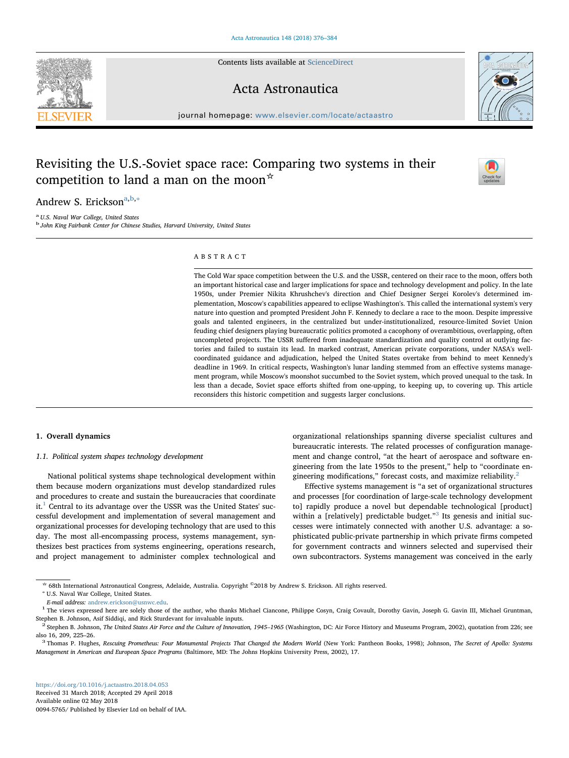# Revisiting the U.S.-Soviet space race: Comparing two systems in their competition to land a man on the moon☆

Andrew S. Erickson[a,b,*]

[a] *U.S. Naval War College, United States*
[b] *John King Fairbank Center for Chinese Studies, Harvard University, United States*

## ABSTRACT

The Cold War space competition between the U.S. and the USSR, centered on their race to the moon, offers both an important historical case and larger implications for space and technology development and policy. In the late 1950s, under Premier Nikita Khrushchev's direction and Chief Designer Sergei Korolev's determined implementation, Moscow's capabilities appeared to eclipse Washington's. This called the international system's very nature into question and prompted President John F. Kennedy to declare a race to the moon. Despite impressive goals and talented engineers, in the centralized but under-institutionalized, resource-limited Soviet Union feuding chief designers playing bureaucratic politics promoted a cacophony of overambitious, overlapping, often uncompleted projects. The USSR suffered from inadequate standardization and quality control at outlying factories and failed to sustain its lead. In marked contrast, American private corporations, under NASA's well-coordinated guidance and adjudication, helped the United States overtake from behind to meet Kennedy's deadline in 1969. In critical respects, Washington's lunar landing stemmed from an effective systems management program, while Moscow's moonshot succumbed to the Soviet system, which proved unequal to the task. In less than a decade, Soviet space efforts shifted from one-upping, to keeping up, to covering up. This article reconsiders this historic competition and suggests larger conclusions.

## 1. Overall dynamics

### *1.1. Political system shapes technology development*

National political systems shape technological development within them because modern organizations must develop standardized rules and procedures to create and sustain the bureaucracies that coordinate it.[1] Central to its advantage over the USSR was the United States' successful development and implementation of several management and organizational processes for developing technology that are used to this day. The most all-encompassing process, systems management, synthesizes best practices from systems engineering, operations research, and project management to administer complex technological and organizational relationships spanning diverse specialist cultures and bureaucratic interests. The related processes of configuration management and change control, "at the heart of aerospace and software engineering from the late 1950s to the present," help to "coordinate engineering modifications," forecast costs, and maximize reliability.[2]

Effective systems management is "a set of organizational structures and processes [for coordination of large-scale technology development to] rapidly produce a novel but dependable technological [product] within a [relatively] predictable budget."[3] Its genesis and initial successes were intimately connected with another U.S. advantage: a sophisticated public-private partnership in which private firms competed for government contracts and winners selected and supervised their own subcontractors. Systems management was conceived in the early

---

☆ 68th International Astronautical Congress, Adelaide, Australia. Copyright ©2018 by Andrew S. Erickson. All rights reserved.

\* U.S. Naval War College, United States.

*E-mail address:* andrew.erickson@usnwc.edu.

[1] The views expressed here are solely those of the author, who thanks Michael Ciancone, Philippe Cosyn, Craig Covault, Dorothy Gavin, Joseph G. Gavin III, Michael Gruntman, Stephen B. Johnson, Asif Siddiqi, and Rick Sturdevant for invaluable inputs.

[2] Stephen B. Johnson, *The United States Air Force and the Culture of Innovation, 1945–1965* (Washington, DC: Air Force History and Museums Program, 2002), quotation from 226; see also 16, 209, 225–26.

[3] Thomas P. Hughes, *Rescuing Prometheus: Four Monumental Projects That Changed the Modern World* (New York: Pantheon Books, 1998); Johnson, *The Secret of Apollo: Systems Management in American and European Space Programs* (Baltimore, MD: The Johns Hopkins University Press, 2002), 17.

https://doi.org/10.1016/j.actaastro.2018.04.053
Received 31 March 2018; Accepted 29 April 2018
Available online 02 May 2018
0094-5765/ Published by Elsevier Ltd on behalf of IAA.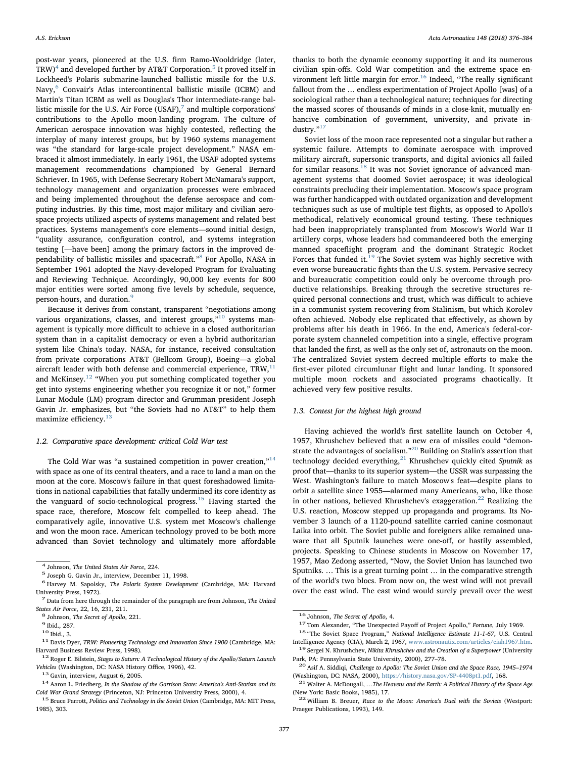post-war years, pioneered at the U.S. firm Ramo-Wooldridge (later, TRW)[4] and developed further by AT&T Corporation.[5] It proved itself in Lockheed's Polaris submarine-launched ballistic missile for the U.S. Navy,[6] Convair's Atlas intercontinental ballistic missile (ICBM) and Martin's Titan ICBM as well as Douglas's Thor intermediate-range ballistic missile for the U.S. Air Force (USAF),[7] and multiple corporations' contributions to the Apollo moon-landing program. The culture of American aerospace innovation was highly contested, reflecting the interplay of many interest groups, but by 1960 systems management was "the standard for large-scale project development." NASA embraced it almost immediately. In early 1961, the USAF adopted systems management recommendations championed by General Bernard Schriever. In 1965, with Defense Secretary Robert McNamara's support, technology management and organization processes were embraced and being implemented throughout the defense aerospace and computing industries. By this time, most major military and civilian aerospace projects utilized aspects of systems management and related best practices. Systems management's core elements—sound initial design, "quality assurance, configuration control, and systems integration testing [—have been] among the primary factors in the improved dependability of ballistic missiles and spacecraft."[8] For Apollo, NASA in September 1961 adopted the Navy-developed Program for Evaluating and Reviewing Technique. Accordingly, 90,000 key events for 800 major entities were sorted among five levels by schedule, sequence, person-hours, and duration.[9]

Because it derives from constant, transparent "negotiations among various organizations, classes, and interest groups,"[10] systems management is typically more difficult to achieve in a closed authoritarian system than in a capitalist democracy or even a hybrid authoritarian system like China's today. NASA, for instance, received consultation from private corporations AT&T (Bellcom Group), Boeing—a global aircraft leader with both defense and commercial experience, TRW,[11] and McKinsey.[12] "When you put something complicated together you get into systems engineering whether you recognize it or not," former Lunar Module (LM) program director and Grumman president Joseph Gavin Jr. emphasizes, but "the Soviets had no AT&T" to help them maximize efficiency.[13]

### 1.2. Comparative space development: critical Cold War test

The Cold War was "a sustained competition in power creation,"[14] with space as one of its central theaters, and a race to land a man on the moon at the core. Moscow's failure in that quest foreshadowed limitations in national capabilities that fatally undermined its core identity as the vanguard of socio-technological progress.[15] Having started the space race, therefore, Moscow felt compelled to keep ahead. The comparatively agile, innovative U.S. system met Moscow's challenge and won the moon race. American technology proved to be both more advanced than Soviet technology and ultimately more affordable thanks to both the dynamic economy supporting it and its numerous civilian spin-offs. Cold War competition and the extreme space environment left little margin for error.[16] Indeed, "The really significant fallout from the … endless experimentation of Project Apollo [was] of a sociological rather than a technological nature; techniques for directing the massed scores of thousands of minds in a close-knit, mutually enhancive combination of government, university, and private industry."[17]

Soviet loss of the moon race represented not a singular but rather a systemic failure. Attempts to dominate aerospace with improved military aircraft, supersonic transports, and digital avionics all failed for similar reasons.[18] It was not Soviet ignorance of advanced management systems that doomed Soviet aerospace; it was ideological constraints precluding their implementation. Moscow's space program was further handicapped with outdated organization and development techniques such as use of multiple test flights, as opposed to Apollo's methodical, relatively economical ground testing. These techniques had been inappropriately transplanted from Moscow's World War II artillery corps, whose leaders had commandeered both the emerging manned spaceflight program and the dominant Strategic Rocket Forces that funded it.[19] The Soviet system was highly secretive with even worse bureaucratic fights than the U.S. system. Pervasive secrecy and bureaucratic competition could only be overcome through productive relationships. Breaking through the secretive structures required personal connections and trust, which was difficult to achieve in a communist system recovering from Stalinism, but which Korolev often achieved. Nobody else replicated that effectively, as shown by problems after his death in 1966. In the end, America's federal-corporate system channeled competition into a single, effective program that landed the first, as well as the only set of, astronauts on the moon. The centralized Soviet system decreed multiple efforts to make the first-ever piloted circumlunar flight and lunar landing. It sponsored multiple moon rockets and associated programs chaotically. It achieved very few positive results.

### 1.3. Contest for the highest high ground

Having achieved the world's first satellite launch on October 4, 1957, Khrushchev believed that a new era of missiles could "demonstrate the advantages of socialism."[20] Building on Stalin's assertion that technology decided everything,[21] Khrushchev quickly cited *Sputnik* as proof that—thanks to its superior system—the USSR was surpassing the West. Washington's failure to match Moscow's feat—despite plans to orbit a satellite since 1955—alarmed many Americans, who, like those in other nations, believed Khrushchev's exaggeration.[22] Realizing the U.S. reaction, Moscow stepped up propaganda and programs. Its November 3 launch of a 1120-pound satellite carried canine cosmonaut Laika into orbit. The Soviet public and foreigners alike remained unaware that all Sputnik launches were one-off, or hastily assembled, projects. Speaking to Chinese students in Moscow on November 17, 1957, Mao Zedong asserted, "Now, the Soviet Union has launched two Sputniks. … This is a great turning point … in the comparative strength of the world's two blocs. From now on, the west wind will not prevail over the east wind. The east wind would surely prevail over the west

---

[4] Johnson, *The United States Air Force*, 224.

[5] Joseph G. Gavin Jr., interview, December 11, 1998.

[6] Harvey M. Sapolsky, *The Polaris System Development* (Cambridge, MA: Harvard University Press, 1972).

[7] Data from here through the remainder of the paragraph are from Johnson, *The United States Air Force*, 22, 16, 231, 211.

[8] Johnson, *The Secret of Apollo*, 221.

[9] Ibid., 287.

[10] Ibid., 3.

[11] Davis Dyer, *TRW: Pioneering Technology and Innovation Since 1900* (Cambridge, MA: Harvard Business Review Press, 1998).

[12] Roger E. Bilstein, *Stages to Saturn: A Technological History of the Apollo/Saturn Launch Vehicles* (Washington, DC: NASA History Office, 1996), 42.

[13] Gavin, interview, August 6, 2005.

[14] Aaron L. Friedberg, *In the Shadow of the Garrison State: America's Anti-Statism and its Cold War Grand Strategy* (Princeton, NJ: Princeton University Press, 2000), 4.

[15] Bruce Parrott, *Politics and Technology in the Soviet Union* (Cambridge, MA: MIT Press, 1985), 303.

[16] Johnson, *The Secret of Apollo*, 4.

[17] Tom Alexander, "The Unexpected Payoff of Project Apollo," *Fortune*, July 1969.

[18] "The Soviet Space Program," *National Intelligence Estimate 11-1-67*, U.S. Central Intelligence Agency (CIA), March 2, 1967, www.astronautix.com/articles/ciah1967.htm.

[19] Sergei N. Khrushchev, *Nikita Khrushchev and the Creation of a Superpower* (University Park, PA: Pennsylvania State University, 2000), 277–78.

[20] Asif A. Siddiqi, *Challenge to Apollo: The Soviet Union and the Space Race, 1945–1974* (Washington, DC: NASA, 2000), https://history.nasa.gov/SP-4408pt1.pdf, 168.

[21] Walter A. McDougall, *…The Heavens and the Earth: A Political History of the Space Age* (New York: Basic Books, 1985), 17.

[22] William B. Breuer, *Race to the Moon: America's Duel with the Soviets* (Westport: Praeger Publications, 1993), 149.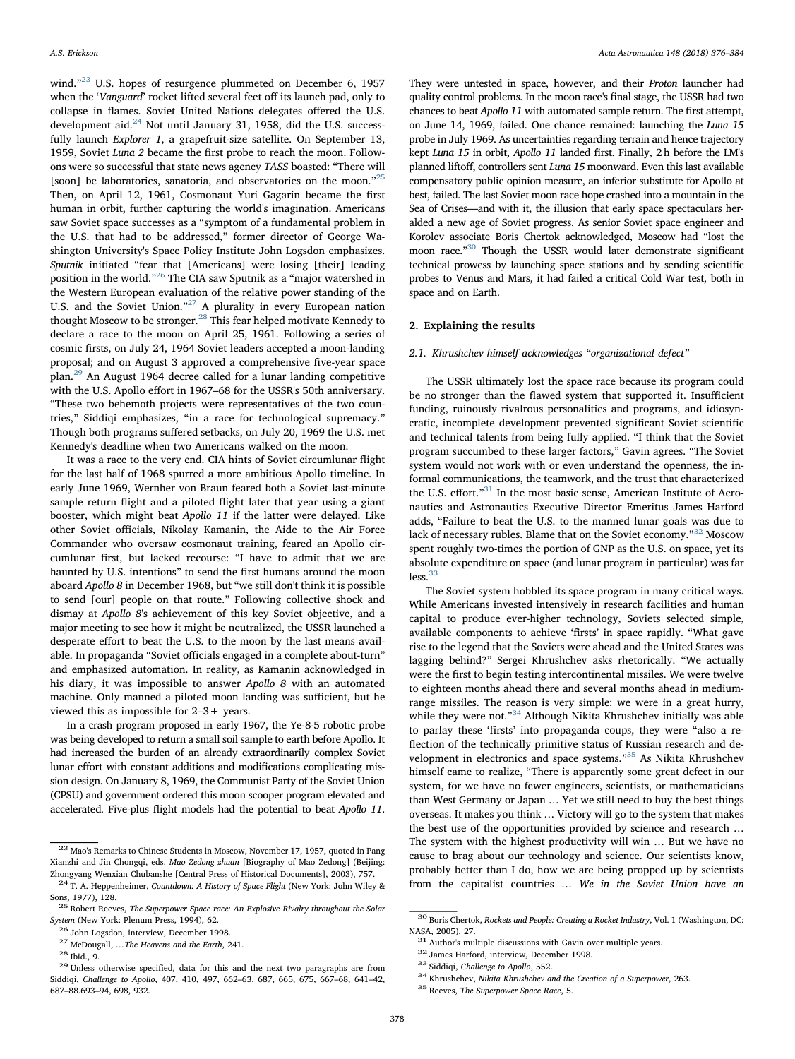wind."[23] U.S. hopes of resurgence plummeted on December 6, 1957 when the '*Vanguard*' rocket lifted several feet off its launch pad, only to collapse in flames. Soviet United Nations delegates offered the U.S. development aid.[24] Not until January 31, 1958, did the U.S. successfully launch *Explorer 1*, a grapefruit-size satellite. On September 13, 1959, Soviet *Luna 2* became the first probe to reach the moon. Follow-ons were so successful that state news agency *TASS* boasted: "There will [soon] be laboratories, sanatoria, and observatories on the moon."[25] Then, on April 12, 1961, Cosmonaut Yuri Gagarin became the first human in orbit, further capturing the world's imagination. Americans saw Soviet space successes as a "symptom of a fundamental problem in the U.S. that had to be addressed," former director of George Washington University's Space Policy Institute John Logsdon emphasizes. *Sputnik* initiated "fear that [Americans] were losing [their] leading position in the world."[26] The CIA saw Sputnik as a "major watershed in the Western European evaluation of the relative power standing of the U.S. and the Soviet Union."[27] A plurality in every European nation thought Moscow to be stronger.[28] This fear helped motivate Kennedy to declare a race to the moon on April 25, 1961. Following a series of cosmic firsts, on July 24, 1964 Soviet leaders accepted a moon-landing proposal; and on August 3 approved a comprehensive five-year space plan.[29] An August 1964 decree called for a lunar landing competitive with the U.S. Apollo effort in 1967–68 for the USSR's 50th anniversary. "These two behemoth projects were representatives of the two countries," Siddiqi emphasizes, "in a race for technological supremacy." Though both programs suffered setbacks, on July 20, 1969 the U.S. met Kennedy's deadline when two Americans walked on the moon.

It was a race to the very end. CIA hints of Soviet circumlunar flight for the last half of 1968 spurred a more ambitious Apollo timeline. In early June 1969, Wernher von Braun feared both a Soviet last-minute sample return flight and a piloted flight later that year using a giant booster, which might beat *Apollo 11* if the latter were delayed. Like other Soviet officials, Nikolay Kamanin, the Aide to the Air Force Commander who oversaw cosmonaut training, feared an Apollo circumlunar first, but lacked recourse: "I have to admit that we are haunted by U.S. intentions" to send the first humans around the moon aboard *Apollo 8* in December 1968, but "we still don't think it is possible to send [our] people on that route." Following collective shock and dismay at *Apollo 8*'s achievement of this key Soviet objective, and a major meeting to see how it might be neutralized, the USSR launched a desperate effort to beat the U.S. to the moon by the last means available. In propaganda "Soviet officials engaged in a complete about-turn" and emphasized automation. In reality, as Kamanin acknowledged in his diary, it was impossible to answer *Apollo 8* with an automated machine. Only manned a piloted moon landing was sufficient, but he viewed this as impossible for 2–3+ years.

In a crash program proposed in early 1967, the Ye-8-5 robotic probe was being developed to return a small soil sample to earth before Apollo. It had increased the burden of an already extraordinarily complex Soviet lunar effort with constant additions and modifications complicating mission design. On January 8, 1969, the Communist Party of the Soviet Union (CPSU) and government ordered this moon scooper program elevated and accelerated. Five-plus flight models had the potential to beat *Apollo 11*. They were untested in space, however, and their *Proton* launcher had quality control problems. In the moon race's final stage, the USSR had two chances to beat *Apollo 11* with automated sample return. The first attempt, on June 14, 1969, failed. One chance remained: launching the *Luna 15* probe in July 1969. As uncertainties regarding terrain and hence trajectory kept *Luna 15* in orbit, *Apollo 11* landed first. Finally, 2 h before the LM's planned liftoff, controllers sent *Luna 15* moonward. Even this last available compensatory public opinion measure, an inferior substitute for Apollo at best, failed. The last Soviet moon race hope crashed into a mountain in the Sea of Crises—and with it, the illusion that early space spectaculars heralded a new age of Soviet progress. As senior Soviet space engineer and Korolev associate Boris Chertok acknowledged, Moscow had "lost the moon race."[30] Though the USSR would later demonstrate significant technical prowess by launching space stations and by sending scientific probes to Venus and Mars, it had failed a critical Cold War test, both in space and on Earth.

## 2. Explaining the results

### 2.1. Khrushchev himself acknowledges "organizational defect"

The USSR ultimately lost the space race because its program could be no stronger than the flawed system that supported it. Insufficient funding, ruinously rivalrous personalities and programs, and idiosyncratic, incomplete development prevented significant Soviet scientific and technical talents from being fully applied. "I think that the Soviet program succumbed to these larger factors," Gavin agrees. "The Soviet system would not work with or even understand the openness, the informal communications, the teamwork, and the trust that characterized the U.S. effort."[31] In the most basic sense, American Institute of Aeronautics and Astronautics Executive Director Emeritus James Harford adds, "Failure to beat the U.S. to the manned lunar goals was due to lack of necessary rubles. Blame that on the Soviet economy."[32] Moscow spent roughly two-times the portion of GNP as the U.S. on space, yet its absolute expenditure on space (and lunar program in particular) was far less.[33]

The Soviet system hobbled its space program in many critical ways. While Americans invested intensively in research facilities and human capital to produce ever-higher technology, Soviets selected simple, available components to achieve 'firsts' in space rapidly. "What gave rise to the legend that the Soviets were ahead and the United States was lagging behind?" Sergei Khrushchev asks rhetorically. "We actually were the first to begin testing intercontinental missiles. We were twelve to eighteen months ahead there and several months ahead in medium-range missiles. The reason is very simple: we were in a great hurry, while they were not."[34] Although Nikita Khrushchev initially was able to parlay these 'firsts' into propaganda coups, they were "also a reflection of the technically primitive status of Russian research and development in electronics and space systems."[35] As Nikita Khrushchev himself came to realize, "There is apparently some great defect in our system, for we have no fewer engineers, scientists, or mathematicians than West Germany or Japan … Yet we still need to buy the best things overseas. It makes you think … Victory will go to the system that makes the best use of the opportunities provided by science and research … The system with the highest productivity will win … But we have no cause to brag about our technology and science. Our scientists know, probably better than I do, how we are being propped up by scientists from the capitalist countries … *We in the Soviet Union have an*

---

[23] Mao's Remarks to Chinese Students in Moscow, November 17, 1957, quoted in Pang Xianzhi and Jin Chongqi, eds. *Mao Zedong zhuan* [Biography of Mao Zedong] (Beijing: Zhongyang Wenxian Chubanshe [Central Press of Historical Documents], 2003), 757.

[24] T. A. Heppenheimer, *Countdown: A History of Space Flight* (New York: John Wiley & Sons, 1977), 128.

[25] Robert Reeves, *The Superpower Space race: An Explosive Rivalry throughout the Solar System* (New York: Plenum Press, 1994), 62.

[26] John Logsdon, interview, December 1998.

[27] McDougall, …*The Heavens and the Earth*, 241.

[28] Ibid., 9.

[29] Unless otherwise specified, data for this and the next two paragraphs are from Siddiqi, *Challenge to Apollo*, 407, 410, 497, 662–63, 687, 665, 675, 667–68, 641–42, 687–88.693–94, 698, 932.

[30] Boris Chertok, *Rockets and People: Creating a Rocket Industry*, Vol. 1 (Washington, DC: NASA, 2005), 27.

[31] Author's multiple discussions with Gavin over multiple years.

[32] James Harford, interview, December 1998.

[33] Siddiqi, *Challenge to Apollo*, 552.

[34] Khrushchev, *Nikita Khrushchev and the Creation of a Superpower*, 263.

[35] Reeves, *The Superpower Space Race*, 5.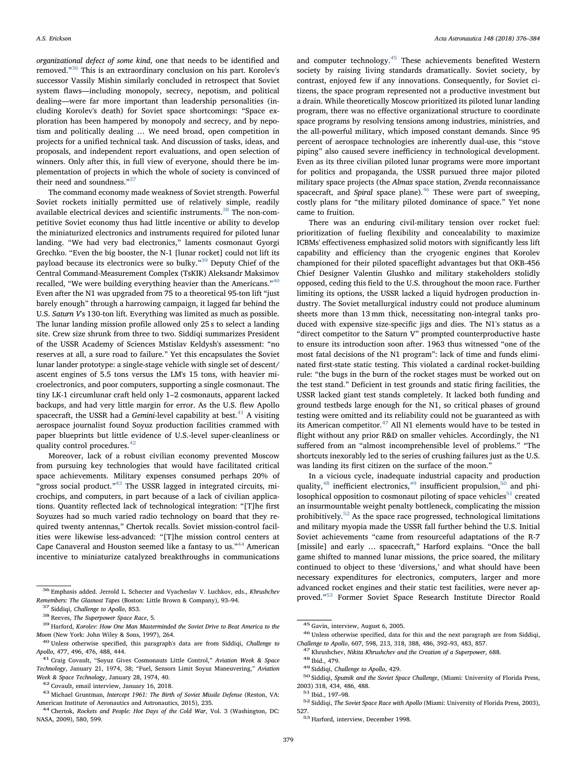*organizational defect of some kind*, one that needs to be identified and removed."[36] This is an extraordinary conclusion on his part. Korolev's successor Vassily Mishin similarly concluded in retrospect that Soviet system flaws—including monopoly, secrecy, nepotism, and political dealing—were far more important than leadership personalities (including Korolev's death) for Soviet space shortcomings: "Space exploration has been hampered by monopoly and secrecy, and by nepotism and politically dealing … We need broad, open competition in projects for a unified technical task. And discussion of tasks, ideas, and proposals, and independent report evaluations, and open selection of winners. Only after this, in full view of everyone, should there be implementation of projects in which the whole of society is convinced of their need and soundness."[37]

The command economy made weakness of Soviet strength. Powerful Soviet rockets initially permitted use of relatively simple, readily available electrical devices and scientific instruments.[38] The non-competitive Soviet economy thus had little incentive or ability to develop the miniaturized electronics and instruments required for piloted lunar landing. "We had very bad electronics," laments cosmonaut Gyorgi Grechko. "Even the big booster, the N-1 [lunar rocket] could not lift its payload because its electronics were so bulky."[39] Deputy Chief of the Central Command-Measurement Complex (TsKIK) Aleksandr Maksimov recalled, "We were building everything heavier than the Americans."[40] Even after the N1 was upgraded from 75 to a theoretical 95-ton lift "just barely enough" through a harrowing campaign, it lagged far behind the U.S. *Saturn V*'s 130-ton lift. Everything was limited as much as possible. The lunar landing mission profile allowed only 25 s to select a landing site. Crew size shrunk from three to two. Siddiqi summarizes President of the USSR Academy of Sciences Mstislav Keldysh's assessment: "no reserves at all, a sure road to failure." Yet this encapsulates the Soviet lunar lander prototype: a single-stage vehicle with single set of descent/ascent engines of 5.5 tons versus the LM's 15 tons, with heavier microelectronics, and poor computers, supporting a single cosmonaut. The tiny LK-1 circumlunar craft held only 1–2 cosmonauts, apparent lacked backups, and had very little margin for error. As the U.S. flew Apollo spacecraft, the USSR had a *Gemini*-level capability at best.[41] A visiting aerospace journalist found Soyuz production facilities crammed with paper blueprints but little evidence of U.S.-level super-cleanliness or quality control procedures.[42]

Moreover, lack of a robust civilian economy prevented Moscow from pursuing key technologies that would have facilitated critical space achievements. Military expenses consumed perhaps 20% of "gross social product."[43] The USSR lagged in integrated circuits, microchips, and computers, in part because of a lack of civilian applications. Quantity reflected lack of technological integration: "[T]he first Soyuzes had so much varied radio technology on board that they required twenty antennas," Chertok recalls. Soviet mission-control facilities were likewise less-advanced: "[T]he mission control centers at Cape Canaveral and Houston seemed like a fantasy to us."[44] American incentive to miniaturize catalyzed breakthroughs in communications and computer technology.[45] These achievements benefited Western society by raising living standards dramatically. Soviet society, by contrast, enjoyed few if any innovations. Consequently, for Soviet citizens, the space program represented not a productive investment but a drain. While theoretically Moscow prioritized its piloted lunar landing program, there was no effective organizational structure to coordinate space programs by resolving tensions among industries, ministries, and the all-powerful military, which imposed constant demands. Since 95 percent of aerospace technologies are inherently dual-use, this "stove piping" also caused severe inefficiency in technological development. Even as its three civilian piloted lunar programs were more important for politics and propaganda, the USSR pursued three major piloted military space projects (the *Almaz* space station, *Zvezda* reconnaissance spacecraft, and *Spiral* space plane).[46] These were part of sweeping, costly plans for "the military piloted dominance of space." Yet none came to fruition.

There was an enduring civil-military tension over rocket fuel: prioritization of fueling flexibility and concealability to maximize ICBMs' effectiveness emphasized solid motors with significantly less lift capability and efficiency than the cryogenic engines that Korolev championed for their piloted spaceflight advantages but that OKB-456 Chief Designer Valentin Glushko and military stakeholders stolidly opposed, ceding this field to the U.S. throughout the moon race. Further limiting its options, the USSR lacked a liquid hydrogen production industry. The Soviet metallurgical industry could not produce aluminum sheets more than 13 mm thick, necessitating non-integral tanks produced with expensive size-specific jigs and dies. The N1's status as a "direct competitor to the Saturn V" prompted counterproductive haste to ensure its introduction soon after. 1963 thus witnessed "one of the most fatal decisions of the N1 program": lack of time and funds eliminated first-state static testing. This violated a cardinal rocket-building rule: "the bugs in the burn of the rocket stages must be worked out on the test stand." Deficient in test grounds and static firing facilities, the USSR lacked giant test stands completely. It lacked both funding and ground testbeds large enough for the N1, so critical phases of ground testing were omitted and its reliability could not be guaranteed as with its American competitor.[47] All N1 elements would have to be tested in flight without any prior R&D on smaller vehicles. Accordingly, the N1 suffered from an "almost incomprehensible level of problems." "The shortcuts inexorably led to the series of crushing failures just as the U.S. was landing its first citizen on the surface of the moon."

In a vicious cycle, inadequate industrial capacity and production quality,[48] inefficient electronics,[49] insufficient propulsion,[50] and philosophical opposition to cosmonaut piloting of space vehicles[51] created an insurmountable weight penalty bottleneck, complicating the mission prohibitively.[52] As the space race progressed, technological limitations and military myopia made the USSR fall further behind the U.S. Initial Soviet achievements "came from resourceful adaptations of the R-7 [missile] and early … spacecraft," Harford explains. "Once the ball game shifted to manned lunar missions, the price soared, the military continued to object to these 'diversions,' and what should have been necessary expenditures for electronics, computers, larger and more advanced rocket engines and their static test facilities, were never approved."[53] Former Soviet Space Research Institute Director Roald

---

[36] Emphasis added. Jerrold L. Schecter and Vyacheslav V. Luchkov, eds., *Khrushchev Remembers: The Glasnost Tapes* (Boston: Little Brown & Company), 93–94.

[37] Siddiqi, *Challenge to Apollo*, 853.

[38] Reeves, *The Superpower Space Race*, 5.

[39] Harford, *Korolev: How One Man Masterminded the Soviet Drive to Beat America to the Moon* (New York: John Wiley & Sons, 1997), 264.

[40] Unless otherwise specified, this paragraph's data are from Siddiqi, *Challenge to Apollo*, 477, 496, 476, 488, 444.

[41] Craig Covault, "Soyuz Gives Cosmonauts Little Control," *Aviation Week & Space Technology*, January 21, 1974, 38; "Fuel, Sensors Limit Soyuz Maneuvering," *Aviation Week & Space Technology*, January 28, 1974, 40.

[42] Covault, email interview, January 16, 2018.

[43] Michael Gruntman, *Intercept 1961: The Birth of Soviet Missile Defense* (Reston, VA: American Institute of Aeronautics and Astronautics, 2015), 235.

[44] Chertok, *Rockets and People: Hot Days of the Cold War*, Vol. 3 (Washington, DC: NASA, 2009), 580, 599.

[45] Gavin, interview, August 6, 2005.

[46] Unless otherwise specified, data for this and the next paragraph are from Siddiqi, *Challenge to Apollo*, 607, 598, 213, 318, 388, 486, 392–93, 483, 857.

[47] Khrushchev, *Nikita Khrushchev and the Creation of a Superpower*, 688.

[48] Ibid., 479.

[49] Siddiqi, *Challenge to Apollo*, 429.

[50] Siddiqi, *Sputnik and the Soviet Space Challenge*, (Miami: University of Florida Press, 2003) 318, 434, 486, 488.

[51] Ibid., 197–98.

[52] Siddiqi, *The Soviet Space Race with Apollo* (Miami: University of Florida Press, 2003), 527.

[53] Harford, interview, December 1998.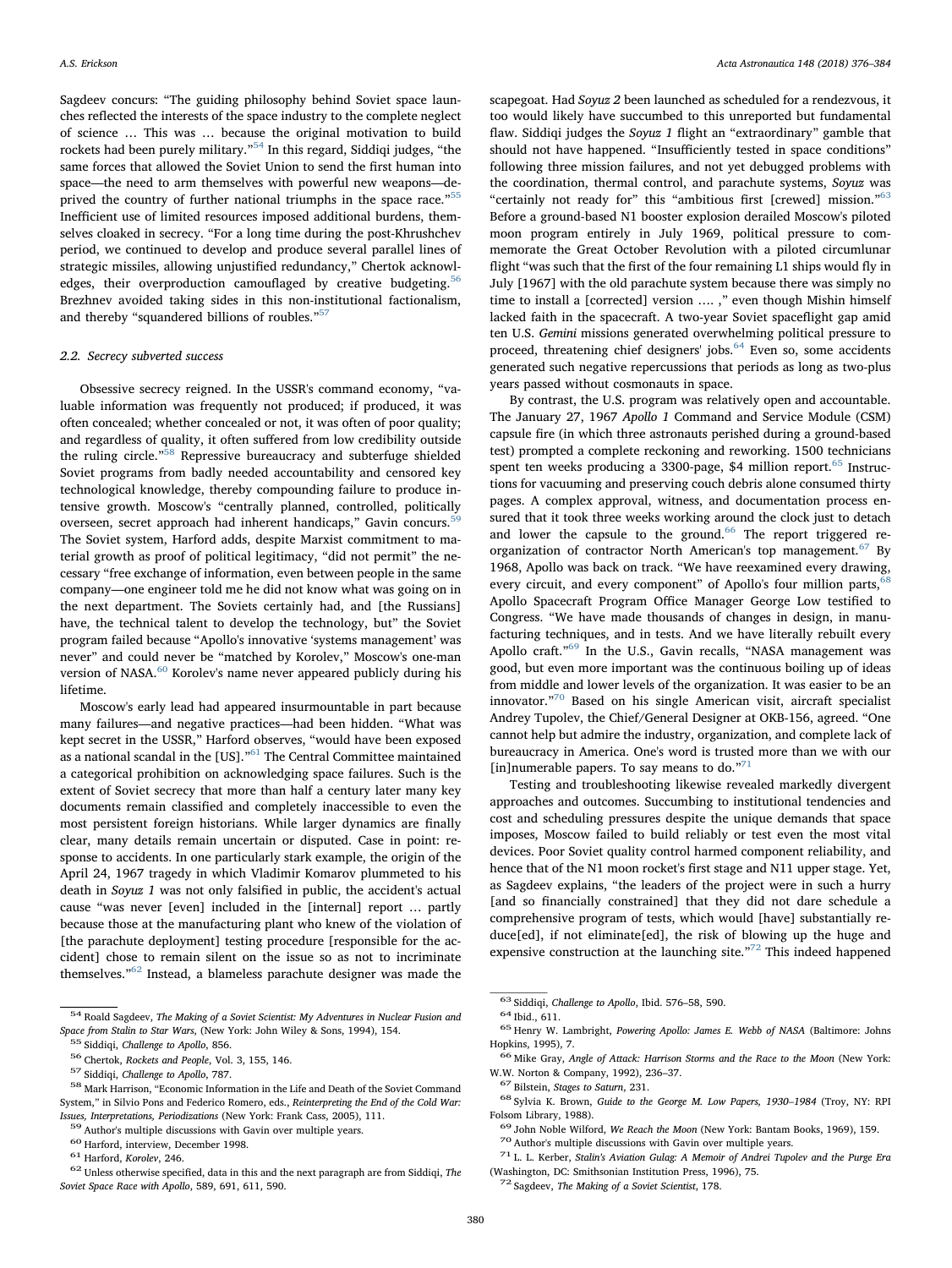Sagdeev concurs: "The guiding philosophy behind Soviet space launches reflected the interests of the space industry to the complete neglect of science … This was … because the original motivation to build rockets had been purely military."[54] In this regard, Siddiqi judges, "the same forces that allowed the Soviet Union to send the first human into space—the need to arm themselves with powerful new weapons—deprived the country of further national triumphs in the space race."[55] Inefficient use of limited resources imposed additional burdens, themselves cloaked in secrecy. "For a long time during the post-Khrushchev period, we continued to develop and produce several parallel lines of strategic missiles, allowing unjustified redundancy," Chertok acknowledges, their overproduction camouflaged by creative budgeting.[56] Brezhnev avoided taking sides in this non-institutional factionalism, and thereby "squandered billions of roubles."[57]

### 2.2. Secrecy subverted success

Obsessive secrecy reigned. In the USSR's command economy, "valuable information was frequently not produced; if produced, it was often concealed; whether concealed or not, it was often of poor quality; and regardless of quality, it often suffered from low credibility outside the ruling circle."[58] Repressive bureaucracy and subterfuge shielded Soviet programs from badly needed accountability and censored key technological knowledge, thereby compounding failure to produce intensive growth. Moscow's "centrally planned, controlled, politically overseen, secret approach had inherent handicaps," Gavin concurs.[59] The Soviet system, Harford adds, despite Marxist commitment to material growth as proof of political legitimacy, "did not permit" the necessary "free exchange of information, even between people in the same company—one engineer told me he did not know what was going on in the next department. The Soviets certainly had, and [the Russians] have, the technical talent to develop the technology, but" the Soviet program failed because "Apollo's innovative 'systems management' was never" and could never be "matched by Korolev," Moscow's one-man version of NASA.[60] Korolev's name never appeared publicly during his lifetime.

Moscow's early lead had appeared insurmountable in part because many failures—and negative practices—had been hidden. "What was kept secret in the USSR," Harford observes, "would have been exposed as a national scandal in the [US]."[61] The Central Committee maintained a categorical prohibition on acknowledging space failures. Such is the extent of Soviet secrecy that more than half a century later many key documents remain classified and completely inaccessible to even the most persistent foreign historians. While larger dynamics are finally clear, many details remain uncertain or disputed. Case in point: response to accidents. In one particularly stark example, the origin of the April 24, 1967 tragedy in which Vladimir Komarov plummeted to his death in *Soyuz 1* was not only falsified in public, the accident's actual cause "was never [even] included in the [internal] report … partly because those at the manufacturing plant who knew of the violation of [the parachute deployment] testing procedure [responsible for the accident] chose to remain silent on the issue so as not to incriminate themselves."[62] Instead, a blameless parachute designer was made the scapegoat. Had *Soyuz 2* been launched as scheduled for a rendezvous, it too would likely have succumbed to this unreported but fundamental flaw. Siddiqi judges the *Soyuz 1* flight an "extraordinary" gamble that should not have happened. "Insufficiently tested in space conditions" following three mission failures, and not yet debugged problems with the coordination, thermal control, and parachute systems, *Soyuz* was "certainly not ready for" this "ambitious first [crewed] mission."[63] Before a ground-based N1 booster explosion derailed Moscow's piloted moon program entirely in July 1969, political pressure to commemorate the Great October Revolution with a piloted circumlunar flight "was such that the first of the four remaining L1 ships would fly in July [1967] with the old parachute system because there was simply no time to install a [corrected] version …. ," even though Mishin himself lacked faith in the spacecraft. A two-year Soviet spaceflight gap amid ten U.S. *Gemini* missions generated overwhelming political pressure to proceed, threatening chief designers' jobs.[64] Even so, some accidents generated such negative repercussions that periods as long as two-plus years passed without cosmonauts in space.

By contrast, the U.S. program was relatively open and accountable. The January 27, 1967 *Apollo 1* Command and Service Module (CSM) capsule fire (in which three astronauts perished during a ground-based test) prompted a complete reckoning and reworking. 1500 technicians spent ten weeks producing a 3300-page, $4 million report.[65] Instructions for vacuuming and preserving couch debris alone consumed thirty pages. A complex approval, witness, and documentation process ensured that it took three weeks working around the clock just to detach and lower the capsule to the ground.[66] The report triggered reorganization of contractor North American's top management.[67] By 1968, Apollo was back on track. "We have reexamined every drawing, every circuit, and every component" of Apollo's four million parts,[68] Apollo Spacecraft Program Office Manager George Low testified to Congress. "We have made thousands of changes in design, in manufacturing techniques, and in tests. And we have literally rebuilt every Apollo craft."[69] In the U.S., Gavin recalls, "NASA management was good, but even more important was the continuous boiling up of ideas from middle and lower levels of the organization. It was easier to be an innovator."[70] Based on his single American visit, aircraft specialist Andrey Tupolev, the Chief/General Designer at OKB-156, agreed. "One cannot help but admire the industry, organization, and complete lack of bureaucracy in America. One's word is trusted more than we with our [in]numerable papers. To say means to do."[71]

Testing and troubleshooting likewise revealed markedly divergent approaches and outcomes. Succumbing to institutional tendencies and cost and scheduling pressures despite the unique demands that space imposes, Moscow failed to build reliably or test even the most vital devices. Poor Soviet quality control harmed component reliability, and hence that of the N1 moon rocket's first stage and N11 upper stage. Yet, as Sagdeev explains, "the leaders of the project were in such a hurry [and so financially constrained] that they did not dare schedule a comprehensive program of tests, which would [have] substantially reduce[ed], if not eliminate[ed], the risk of blowing up the huge and expensive construction at the launching site."[72] This indeed happened

---

[54] Roald Sagdeev, *The Making of a Soviet Scientist: My Adventures in Nuclear Fusion and Space from Stalin to Star Wars*, (New York: John Wiley & Sons, 1994), 154.

[55] Siddiqi, *Challenge to Apollo*, 856.

[56] Chertok, *Rockets and People*, Vol. 3, 155, 146.

[57] Siddiqi, *Challenge to Apollo*, 787.

[58] Mark Harrison, "Economic Information in the Life and Death of the Soviet Command System," in Silvio Pons and Federico Romero, eds., *Reinterpreting the End of the Cold War: Issues, Interpretations, Periodizations* (New York: Frank Cass, 2005), 111.

[59] Author's multiple discussions with Gavin over multiple years.

[60] Harford, interview, December 1998.

[61] Harford, *Korolev*, 246.

[62] Unless otherwise specified, data in this and the next paragraph are from Siddiqi, *The Soviet Space Race with Apollo*, 589, 691, 611, 590.

[63] Siddiqi, *Challenge to Apollo*, Ibid. 576–58, 590.

[64] Ibid., 611.

[65] Henry W. Lambright, *Powering Apollo: James E. Webb of NASA* (Baltimore: Johns Hopkins, 1995), 7.

[66] Mike Gray, *Angle of Attack: Harrison Storms and the Race to the Moon* (New York: W.W. Norton & Company, 1992), 236–37.

[67] Bilstein, *Stages to Saturn*, 231.

[68] Sylvia K. Brown, *Guide to the George M. Low Papers, 1930–1984* (Troy, NY: RPI Folsom Library, 1988).

[69] John Noble Wilford, *We Reach the Moon* (New York: Bantam Books, 1969), 159.

[70] Author's multiple discussions with Gavin over multiple years.

[71] L. L. Kerber, *Stalin's Aviation Gulag: A Memoir of Andrei Tupolev and the Purge Era* (Washington, DC: Smithsonian Institution Press, 1996), 75.

[72] Sagdeev, *The Making of a Soviet Scientist*, 178.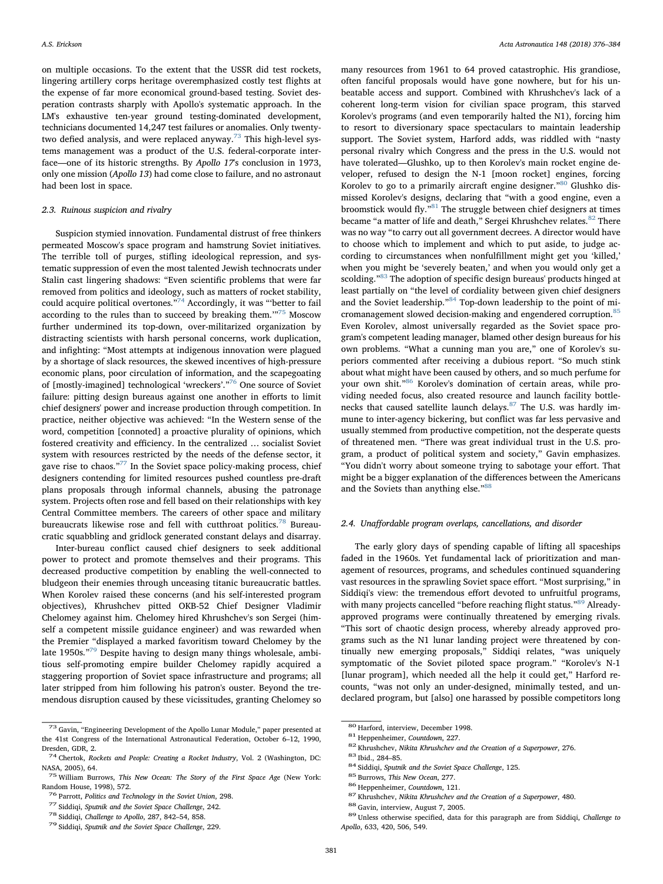on multiple occasions. To the extent that the USSR did test rockets, lingering artillery corps heritage overemphasized costly test flights at the expense of far more economical ground-based testing. Soviet desperation contrasts sharply with Apollo's systematic approach. In the LM's exhaustive ten-year ground testing-dominated development, technicians documented 14,247 test failures or anomalies. Only twenty-two defied analysis, and were replaced anyway.[73] This high-level systems management was a product of the U.S. federal-corporate interface—one of its historic strengths. By *Apollo 17*'s conclusion in 1973, only one mission (*Apollo 13*) had come close to failure, and no astronaut had been lost in space.

### 2.3. Ruinous suspicion and rivalry

Suspicion stymied innovation. Fundamental distrust of free thinkers permeated Moscow's space program and hamstrung Soviet initiatives. The terrible toll of purges, stifling ideological repression, and systematic suppression of even the most talented Jewish technocrats under Stalin cast lingering shadows: "Even scientific problems that were far removed from politics and ideology, such as matters of rocket stability, could acquire political overtones."[74] Accordingly, it was "'better to fail according to the rules than to succeed by breaking them.'"[75] Moscow further undermined its top-down, over-militarized organization by distracting scientists with harsh personal concerns, work duplication, and infighting: "Most attempts at indigenous innovation were plagued by a shortage of slack resources, the skewed incentives of high-pressure economic plans, poor circulation of information, and the scapegoating of [mostly-imagined] technological 'wreckers'."[76] One source of Soviet failure: pitting design bureaus against one another in efforts to limit chief designers' power and increase production through competition. In practice, neither objective was achieved: "In the Western sense of the word, competition [connoted] a proactive plurality of opinions, which fostered creativity and efficiency. In the centralized … socialist Soviet system with resources restricted by the needs of the defense sector, it gave rise to chaos."[77] In the Soviet space policy-making process, chief designers contending for limited resources pushed countless pre-draft plans proposals through informal channels, abusing the patronage system. Projects often rose and fell based on their relationships with key Central Committee members. The careers of other space and military bureaucrats likewise rose and fell with cutthroat politics.[78] Bureaucratic squabbling and gridlock generated constant delays and disarray.

Inter-bureau conflict caused chief designers to seek additional power to protect and promote themselves and their programs. This decreased productive competition by enabling the well-connected to bludgeon their enemies through unceasing titanic bureaucratic battles. When Korolev raised these concerns (and his self-interested program objectives), Khrushchev pitted OKB-52 Chief Designer Vladimir Chelomey against him. Chelomey hired Khrushchev's son Sergei (himself a competent missile guidance engineer) and was rewarded when the Premier "displayed a marked favoritism toward Chelomey by the late 1950s."[79] Despite having to design many things wholesale, ambitious self-promoting empire builder Chelomey rapidly acquired a staggering proportion of Soviet space infrastructure and programs; all later stripped from him following his patron's ouster. Beyond the tremendous disruption caused by these vicissitudes, granting Chelomey so many resources from 1961 to 64 proved catastrophic. His grandiose, often fanciful proposals would have gone nowhere, but for his unbeatable access and support. Combined with Khrushchev's lack of a coherent long-term vision for civilian space program, this starved Korolev's programs (and even temporarily halted the N1), forcing him to resort to diversionary space spectaculars to maintain leadership support. The Soviet system, Harford adds, was riddled with "nasty personal rivalry which Congress and the press in the U.S. would not have tolerated—Glushko, up to then Korolev's main rocket engine developer, refused to design the N-1 [moon rocket] engines, forcing Korolev to go to a primarily aircraft engine designer."[80] Glushko dismissed Korolev's designs, declaring that "with a good engine, even a broomstick would fly."[81] The struggle between chief designers at times became "a matter of life and death," Sergei Khrushchev relates.[82] There was no way "to carry out all government decrees. A director would have to choose which to implement and which to put aside, to judge according to circumstances when nonfulfillment might get you 'killed,' when you might be 'severely beaten,' and when you would only get a scolding."[83] The adoption of specific design bureaus' products hinged at least partially on "the level of cordiality between given chief designers and the Soviet leadership."[84] Top-down leadership to the point of micromanagement slowed decision-making and engendered corruption.[85] Even Korolev, almost universally regarded as the Soviet space program's competent leading manager, blamed other design bureaus for his own problems. "What a cunning man you are," one of Korolev's superiors commented after receiving a dubious report. "So much stink about what might have been caused by others, and so much perfume for your own shit."[86] Korolev's domination of certain areas, while providing needed focus, also created resource and launch facility bottlenecks that caused satellite launch delays.[87] The U.S. was hardly immune to inter-agency bickering, but conflict was far less pervasive and usually stemmed from productive competition, not the desperate quests of threatened men. "There was great individual trust in the U.S. program, a product of political system and society," Gavin emphasizes. "You didn't worry about someone trying to sabotage your effort. That might be a bigger explanation of the differences between the Americans and the Soviets than anything else."[88]

### 2.4. Unaffordable program overlaps, cancellations, and disorder

The early glory days of spending capable of lifting all spaceships faded in the 1960s. Yet fundamental lack of prioritization and management of resources, programs, and schedules continued squandering vast resources in the sprawling Soviet space effort. "Most surprising," in Siddiqi's view: the tremendous effort devoted to unfruitful programs, with many projects cancelled "before reaching flight status."[89] Already-approved programs were continually threatened by emerging rivals. "This sort of chaotic design process, whereby already approved programs such as the N1 lunar landing project were threatened by continually new emerging proposals," Siddiqi relates, "was uniquely symptomatic of the Soviet piloted space program." "Korolev's N-1 [lunar program], which needed all the help it could get," Harford recounts, "was not only an under-designed, minimally tested, and undeclared program, but [also] one harassed by possible competitors long

---

[73] Gavin, "Engineering Development of the Apollo Lunar Module," paper presented at the 41st Congress of the International Astronautical Federation, October 6–12, 1990, Dresden, GDR, 2.

[74] Chertok, *Rockets and People: Creating a Rocket Industry*, Vol. 2 (Washington, DC: NASA, 2005), 64.

[75] William Burrows, *This New Ocean: The Story of the First Space Age* (New York: Random House, 1998), 572.

[76] Parrott, *Politics and Technology in the Soviet Union*, 298.

[77] Siddiqi, *Sputnik and the Soviet Space Challenge*, 242.

[78] Siddiqi, *Challenge to Apollo*, 287, 842–54, 858.

[79] Siddiqi, *Sputnik and the Soviet Space Challenge*, 229.

[80] Harford, interview, December 1998.

[81] Heppenheimer, *Countdown*, 227.

[82] Khrushchev, *Nikita Khrushchev and the Creation of a Superpower*, 276.

[83] Ibid., 284–85.

[84] Siddiqi, *Sputnik and the Soviet Space Challenge*, 125.

[85] Burrows, *This New Ocean*, 277.

[86] Heppenheimer, *Countdown*, 121.

[87] Khrushchev, *Nikita Khrushchev and the Creation of a Superpower*, 480.

[88] Gavin, interview, August 7, 2005.

[89] Unless otherwise specified, data for this paragraph are from Siddiqi, *Challenge to Apollo*, 633, 420, 506, 549.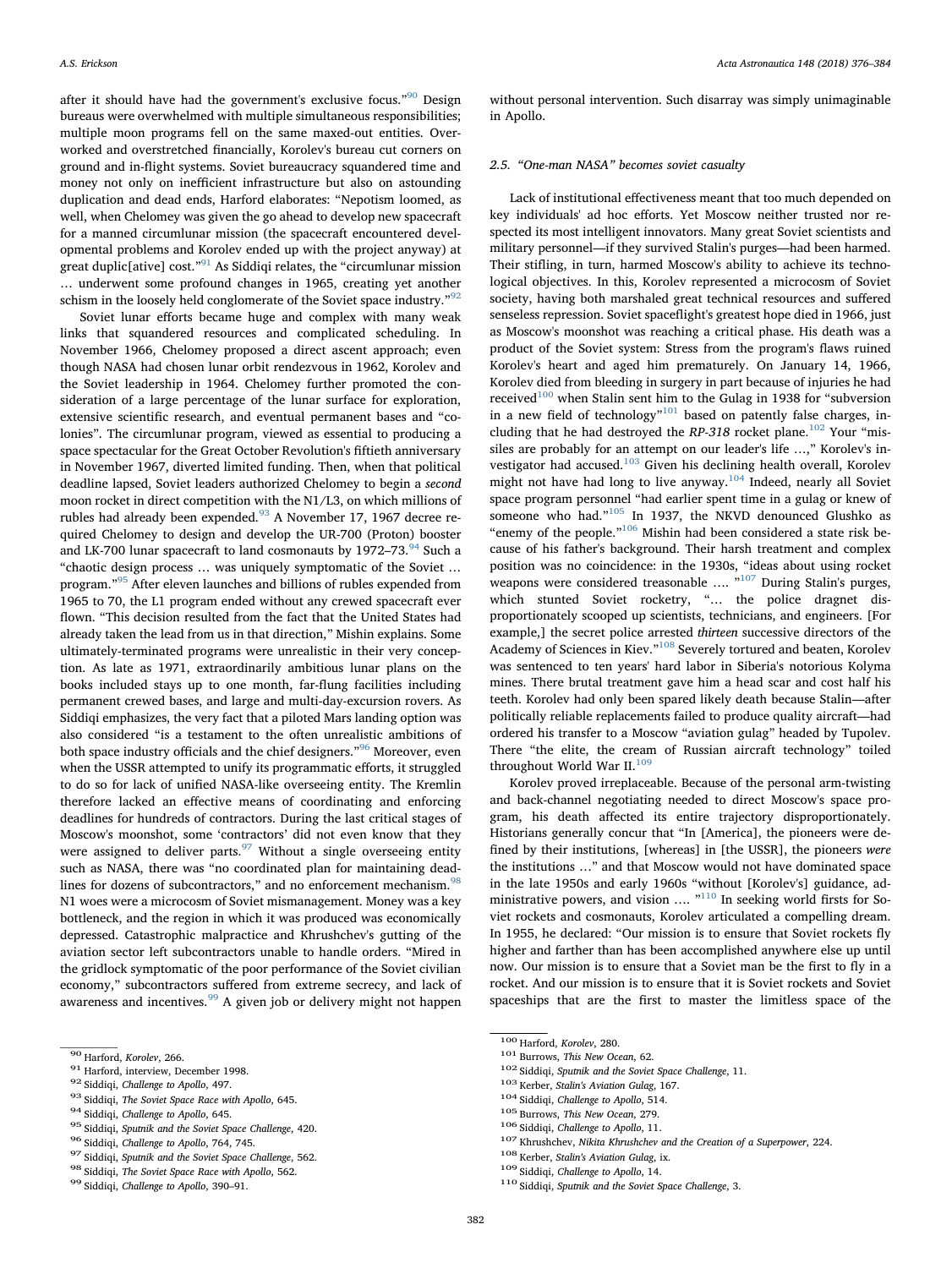after it should have had the government's exclusive focus."[90] Design bureaus were overwhelmed with multiple simultaneous responsibilities; multiple moon programs fell on the same maxed-out entities. Overworked and overstretched financially, Korolev's bureau cut corners on ground and in-flight systems. Soviet bureaucracy squandered time and money not only on inefficient infrastructure but also on astounding duplication and dead ends, Harford elaborates: "Nepotism loomed, as well, when Chelomey was given the go ahead to develop new spacecraft for a manned circumlunar mission (the spacecraft encountered developmental problems and Korolev ended up with the project anyway) at great duplic[ative] cost."[91] As Siddiqi relates, the "circumlunar mission … underwent some profound changes in 1965, creating yet another schism in the loosely held conglomerate of the Soviet space industry."[92]

Soviet lunar efforts became huge and complex with many weak links that squandered resources and complicated scheduling. In November 1966, Chelomey proposed a direct ascent approach; even though NASA had chosen lunar orbit rendezvous in 1962, Korolev and the Soviet leadership in 1964. Chelomey further promoted the consideration of a large percentage of the lunar surface for exploration, extensive scientific research, and eventual permanent bases and "colonies". The circumlunar program, viewed as essential to producing a space spectacular for the Great October Revolution's fiftieth anniversary in November 1967, diverted limited funding. Then, when that political deadline lapsed, Soviet leaders authorized Chelomey to begin a *second* moon rocket in direct competition with the N1/L3, on which millions of rubles had already been expended.[93] A November 17, 1967 decree required Chelomey to design and develop the UR-700 (Proton) booster and LK-700 lunar spacecraft to land cosmonauts by 1972–73.[94] Such a "chaotic design process … was uniquely symptomatic of the Soviet … program."[95] After eleven launches and billions of rubles expended from 1965 to 70, the L1 program ended without any crewed spacecraft ever flown. "This decision resulted from the fact that the United States had already taken the lead from us in that direction," Mishin explains. Some ultimately-terminated programs were unrealistic in their very conception. As late as 1971, extraordinarily ambitious lunar plans on the books included stays up to one month, far-flung facilities including permanent crewed bases, and large and multi-day-excursion rovers. As Siddiqi emphasizes, the very fact that a piloted Mars landing option was also considered "is a testament to the often unrealistic ambitions of both space industry officials and the chief designers."[96] Moreover, even when the USSR attempted to unify its programmatic efforts, it struggled to do so for lack of unified NASA-like overseeing entity. The Kremlin therefore lacked an effective means of coordinating and enforcing deadlines for hundreds of contractors. During the last critical stages of Moscow's moonshot, some 'contractors' did not even know that they were assigned to deliver parts.[97] Without a single overseeing entity such as NASA, there was "no coordinated plan for maintaining deadlines for dozens of subcontractors," and no enforcement mechanism.[98] N1 woes were a microcosm of Soviet mismanagement. Money was a key bottleneck, and the region in which it was produced was economically depressed. Catastrophic malpractice and Khrushchev's gutting of the aviation sector left subcontractors unable to handle orders. "Mired in the gridlock symptomatic of the poor performance of the Soviet civilian economy," subcontractors suffered from extreme secrecy, and lack of awareness and incentives.[99] A given job or delivery might not happen without personal intervention. Such disarray was simply unimaginable in Apollo.

### 2.5. "One-man NASA" becomes soviet casualty

Lack of institutional effectiveness meant that too much depended on key individuals' ad hoc efforts. Yet Moscow neither trusted nor respected its most intelligent innovators. Many great Soviet scientists and military personnel—if they survived Stalin's purges—had been harmed. Their stifling, in turn, harmed Moscow's ability to achieve its technological objectives. In this, Korolev represented a microcosm of Soviet society, having both marshaled great technical resources and suffered senseless repression. Soviet spaceflight's greatest hope died in 1966, just as Moscow's moonshot was reaching a critical phase. His death was a product of the Soviet system: Stress from the program's flaws ruined Korolev's heart and aged him prematurely. On January 14, 1966, Korolev died from bleeding in surgery in part because of injuries he had received[100] when Stalin sent him to the Gulag in 1938 for "subversion in a new field of technology"[101] based on patently false charges, including that he had destroyed the *RP-318* rocket plane.[102] Your "missiles are probably for an attempt on our leader's life …," Korolev's investigator had accused.[103] Given his declining health overall, Korolev might not have had long to live anyway.[104] Indeed, nearly all Soviet space program personnel "had earlier spent time in a gulag or knew of someone who had."[105] In 1937, the NKVD denounced Glushko as "enemy of the people."[106] Mishin had been considered a state risk because of his father's background. Their harsh treatment and complex position was no coincidence: in the 1930s, "ideas about using rocket weapons were considered treasonable …. "[107] During Stalin's purges, which stunted Soviet rocketry, "… the police dragnet disproportionately scooped up scientists, technicians, and engineers. [For example,] the secret police arrested *thirteen* successive directors of the Academy of Sciences in Kiev."[108] Severely tortured and beaten, Korolev was sentenced to ten years' hard labor in Siberia's notorious Kolyma mines. There brutal treatment gave him a head scar and cost half his teeth. Korolev had only been spared likely death because Stalin—after politically reliable replacements failed to produce quality aircraft—had ordered his transfer to a Moscow "aviation gulag" headed by Tupolev. There "the elite, the cream of Russian aircraft technology" toiled throughout World War II.[109]

Korolev proved irreplaceable. Because of the personal arm-twisting and back-channel negotiating needed to direct Moscow's space program, his death affected its entire trajectory disproportionately. Historians generally concur that "In [America], the pioneers were defined by their institutions, [whereas] in [the USSR], the pioneers *were* the institutions …" and that Moscow would not have dominated space in the late 1950s and early 1960s "without [Korolev's] guidance, administrative powers, and vision …. "[110] In seeking world firsts for Soviet rockets and cosmonauts, Korolev articulated a compelling dream. In 1955, he declared: "Our mission is to ensure that Soviet rockets fly higher and farther than has been accomplished anywhere else up until now. Our mission is to ensure that a Soviet man be the first to fly in a rocket. And our mission is to ensure that it is Soviet rockets and Soviet spaceships that are the first to master the limitless space of the

---

[90] Harford, *Korolev*, 266.
[91] Harford, interview, December 1998.
[92] Siddiqi, *Challenge to Apollo*, 497.
[93] Siddiqi, *The Soviet Space Race with Apollo*, 645.
[94] Siddiqi, *Challenge to Apollo*, 645.
[95] Siddiqi, *Sputnik and the Soviet Space Challenge*, 420.
[96] Siddiqi, *Challenge to Apollo*, 764, 745.
[97] Siddiqi, *Sputnik and the Soviet Space Challenge*, 562.
[98] Siddiqi, *The Soviet Space Race with Apollo*, 562.
[99] Siddiqi, *Challenge to Apollo*, 390–91.
[100] Harford, *Korolev*, 280.
[101] Burrows, *This New Ocean*, 62.
[102] Siddiqi, *Sputnik and the Soviet Space Challenge*, 11.
[103] Kerber, *Stalin's Aviation Gulag*, 167.
[104] Siddiqi, *Challenge to Apollo*, 514.
[105] Burrows, *This New Ocean*, 279.
[106] Siddiqi, *Challenge to Apollo*, 11.
[107] Khrushchev, *Nikita Khrushchev and the Creation of a Superpower*, 224.
[108] Kerber, *Stalin's Aviation Gulag*, ix.
[109] Siddiqi, *Challenge to Apollo*, 14.
[110] Siddiqi, *Sputnik and the Soviet Space Challenge*, 3.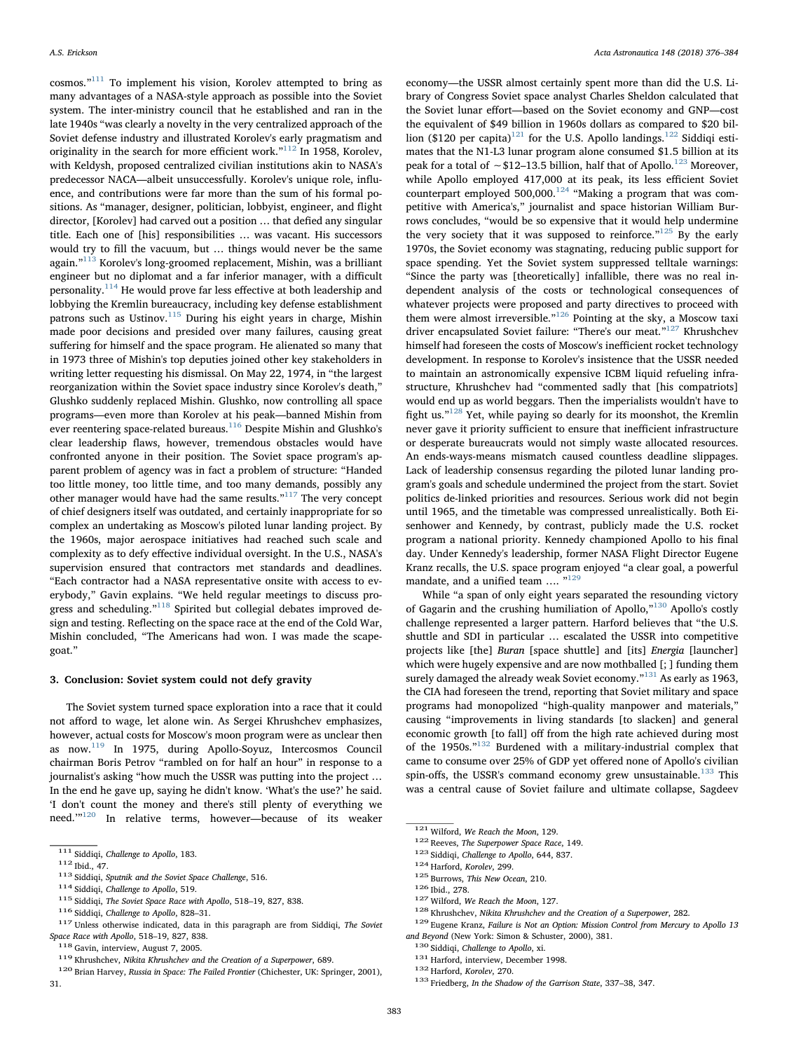cosmos."[111] To implement his vision, Korolev attempted to bring as many advantages of a NASA-style approach as possible into the Soviet system. The inter-ministry council that he established and ran in the late 1940s "was clearly a novelty in the very centralized approach of the Soviet defense industry and illustrated Korolev's early pragmatism and originality in the search for more efficient work."[112] In 1958, Korolev, with Keldysh, proposed centralized civilian institutions akin to NASA's predecessor NACA—albeit unsuccessfully. Korolev's unique role, influence, and contributions were far more than the sum of his formal positions. As "manager, designer, politician, lobbyist, engineer, and flight director, [Korolev] had carved out a position … that defied any singular title. Each one of [his] responsibilities … was vacant. His successors would try to fill the vacuum, but … things would never be the same again."[113] Korolev's long-groomed replacement, Mishin, was a brilliant engineer but no diplomat and a far inferior manager, with a difficult personality.[114] He would prove far less effective at both leadership and lobbying the Kremlin bureaucracy, including key defense establishment patrons such as Ustinov.[115] During his eight years in charge, Mishin made poor decisions and presided over many failures, causing great suffering for himself and the space program. He alienated so many that in 1973 three of Mishin's top deputies joined other key stakeholders in writing letter requesting his dismissal. On May 22, 1974, in "the largest reorganization within the Soviet space industry since Korolev's death," Glushko suddenly replaced Mishin. Glushko, now controlling all space programs—even more than Korolev at his peak—banned Mishin from ever reentering space-related bureaus.[116] Despite Mishin and Glushko's clear leadership flaws, however, tremendous obstacles would have confronted anyone in their position. The Soviet space program's apparent problem of agency was in fact a problem of structure: "Handed too little money, too little time, and too many demands, possibly any other manager would have had the same results."[117] The very concept of chief designers itself was outdated, and certainly inappropriate for so complex an undertaking as Moscow's piloted lunar landing project. By the 1960s, major aerospace initiatives had reached such scale and complexity as to defy effective individual oversight. In the U.S., NASA's supervision ensured that contractors met standards and deadlines. "Each contractor had a NASA representative onsite with access to everybody," Gavin explains. "We held regular meetings to discuss progress and scheduling."[118] Spirited but collegial debates improved design and testing. Reflecting on the space race at the end of the Cold War, Mishin concluded, "The Americans had won. I was made the scapegoat."

## 3. Conclusion: Soviet system could not defy gravity

The Soviet system turned space exploration into a race that it could not afford to wage, let alone win. As Sergei Khrushchev emphasizes, however, actual costs for Moscow's moon program were as unclear then as now.[119] In 1975, during Apollo-Soyuz, Intercosmos Council chairman Boris Petrov "rambled on for half an hour" in response to a journalist's asking "how much the USSR was putting into the project … In the end he gave up, saying he didn't know. 'What's the use?' he said. 'I don't count the money and there's still plenty of everything we need.'"[120] In relative terms, however—because of its weaker economy—the USSR almost certainly spent more than did the U.S. Library of Congress Soviet space analyst Charles Sheldon calculated that the Soviet lunar effort—based on the Soviet economy and GNP—cost the equivalent of $49 billion in 1960s dollars as compared to $20 billion ($120 per capita)[121] for the U.S. Apollo landings.[122] Siddiqi estimates that the N1-L3 lunar program alone consumed $1.5 billion at its peak for a total of ~$12–13.5 billion, half that of Apollo.[123] Moreover, while Apollo employed 417,000 at its peak, its less efficient Soviet counterpart employed 500,000.[124] "Making a program that was competitive with America's," journalist and space historian William Burrows concludes, "would be so expensive that it would help undermine the very society that it was supposed to reinforce."[125] By the early 1970s, the Soviet economy was stagnating, reducing public support for space spending. Yet the Soviet system suppressed telltale warnings: "Since the party was [theoretically] infallible, there was no real independent analysis of the costs or technological consequences of whatever projects were proposed and party directives to proceed with them were almost irreversible."[126] Pointing at the sky, a Moscow taxi driver encapsulated Soviet failure: "There's our meat."[127] Khrushchev himself had foreseen the costs of Moscow's inefficient rocket technology development. In response to Korolev's insistence that the USSR needed to maintain an astronomically expensive ICBM liquid refueling infrastructure, Khrushchev had "commented sadly that [his compatriots] would end up as world beggars. Then the imperialists wouldn't have to fight us."[128] Yet, while paying so dearly for its moonshot, the Kremlin never gave it priority sufficient to ensure that inefficient infrastructure or desperate bureaucrats would not simply waste allocated resources. An ends-ways-means mismatch caused countless deadline slippages. Lack of leadership consensus regarding the piloted lunar landing program's goals and schedule undermined the project from the start. Soviet politics de-linked priorities and resources. Serious work did not begin until 1965, and the timetable was compressed unrealistically. Both Eisenhower and Kennedy, by contrast, publicly made the U.S. rocket program a national priority. Kennedy championed Apollo to his final day. Under Kennedy's leadership, former NASA Flight Director Eugene Kranz recalls, the U.S. space program enjoyed "a clear goal, a powerful mandate, and a unified team …. "[129]

While "a span of only eight years separated the resounding victory of Gagarin and the crushing humiliation of Apollo,"[130] Apollo's costly challenge represented a larger pattern. Harford believes that "the U.S. shuttle and SDI in particular … escalated the USSR into competitive projects like [the] *Buran* [space shuttle] and [its] *Energia* [launcher] which were hugely expensive and are now mothballed [; ] funding them surely damaged the already weak Soviet economy."[131] As early as 1963, the CIA had foreseen the trend, reporting that Soviet military and space programs had monopolized "high-quality manpower and materials," causing "improvements in living standards [to slacken] and general economic growth [to fall] off from the high rate achieved during most of the 1950s."[132] Burdened with a military-industrial complex that came to consume over 25% of GDP yet offered none of Apollo's civilian spin-offs, the USSR's command economy grew unsustainable.[133] This was a central cause of Soviet failure and ultimate collapse, Sagdeev

---

[111] Siddiqi, *Challenge to Apollo*, 183.
[112] Ibid., 47.
[113] Siddiqi, *Sputnik and the Soviet Space Challenge*, 516.
[114] Siddiqi, *Challenge to Apollo*, 519.
[115] Siddiqi, *The Soviet Space Race with Apollo*, 518–19, 827, 838.
[116] Siddiqi, *Challenge to Apollo*, 828–31.
[117] Unless otherwise indicated, data in this paragraph are from Siddiqi, *The Soviet Space Race with Apollo*, 518–19, 827, 838.
[118] Gavin, interview, August 7, 2005.
[119] Khrushchev, *Nikita Khrushchev and the Creation of a Superpower*, 689.
[120] Brian Harvey, *Russia in Space: The Failed Frontier* (Chichester, UK: Springer, 2001), 31.
[121] Wilford, *We Reach the Moon*, 129.
[122] Reeves, *The Superpower Space Race*, 149.
[123] Siddiqi, *Challenge to Apollo*, 644, 837.
[124] Harford, *Korolev*, 299.
[125] Burrows, *This New Ocean*, 210.
[126] Ibid., 278.
[127] Wilford, *We Reach the Moon*, 127.
[128] Khrushchev, *Nikita Khrushchev and the Creation of a Superpower*, 282.
[129] Eugene Kranz, *Failure is Not an Option: Mission Control from Mercury to Apollo 13 and Beyond* (New York: Simon & Schuster, 2000), 381.
[130] Siddiqi, *Challenge to Apollo*, xi.
[131] Harford, interview, December 1998.
[132] Harford, *Korolev*, 270.
[133] Friedberg, *In the Shadow of the Garrison State*, 337–38, 347.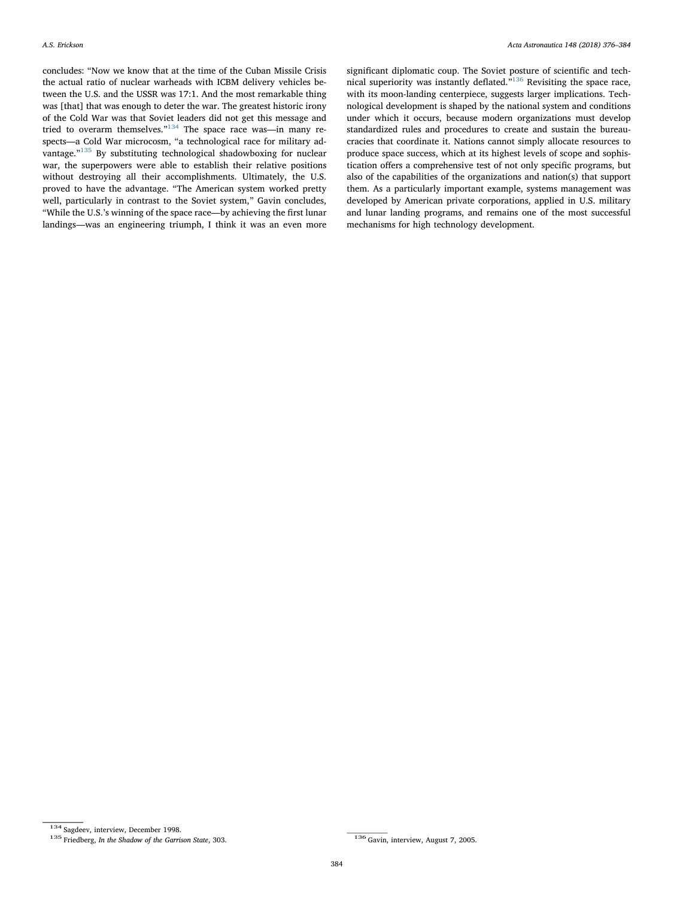concludes: "Now we know that at the time of the Cuban Missile Crisis the actual ratio of nuclear warheads with ICBM delivery vehicles between the U.S. and the USSR was 17:1. And the most remarkable thing was [that] that was enough to deter the war. The greatest historic irony of the Cold War was that Soviet leaders did not get this message and tried to overarm themselves."[134] The space race was—in many respects—a Cold War microcosm, "a technological race for military advantage."[135] By substituting technological shadowboxing for nuclear war, the superpowers were able to establish their relative positions without destroying all their accomplishments. Ultimately, the U.S. proved to have the advantage. "The American system worked pretty well, particularly in contrast to the Soviet system," Gavin concludes, "While the U.S.'s winning of the space race—by achieving the first lunar landings—was an engineering triumph, I think it was an even more significant diplomatic coup. The Soviet posture of scientific and technical superiority was instantly deflated."[136] Revisiting the space race, with its moon-landing centerpiece, suggests larger implications. Technological development is shaped by the national system and conditions under which it occurs, because modern organizations must develop standardized rules and procedures to create and sustain the bureaucracies that coordinate it. Nations cannot simply allocate resources to produce space success, which at its highest levels of scope and sophistication offers a comprehensive test of not only specific programs, but also of the capabilities of the organizations and nation(s) that support them. As a particularly important example, systems management was developed by American private corporations, applied in U.S. military and lunar landing programs, and remains one of the most successful mechanisms for high technology development.

[134] Sagdeev, interview, December 1998.

[135] Friedberg, *In the Shadow of the Garrison State*, 303.

[136] Gavin, interview, August 7, 2005.